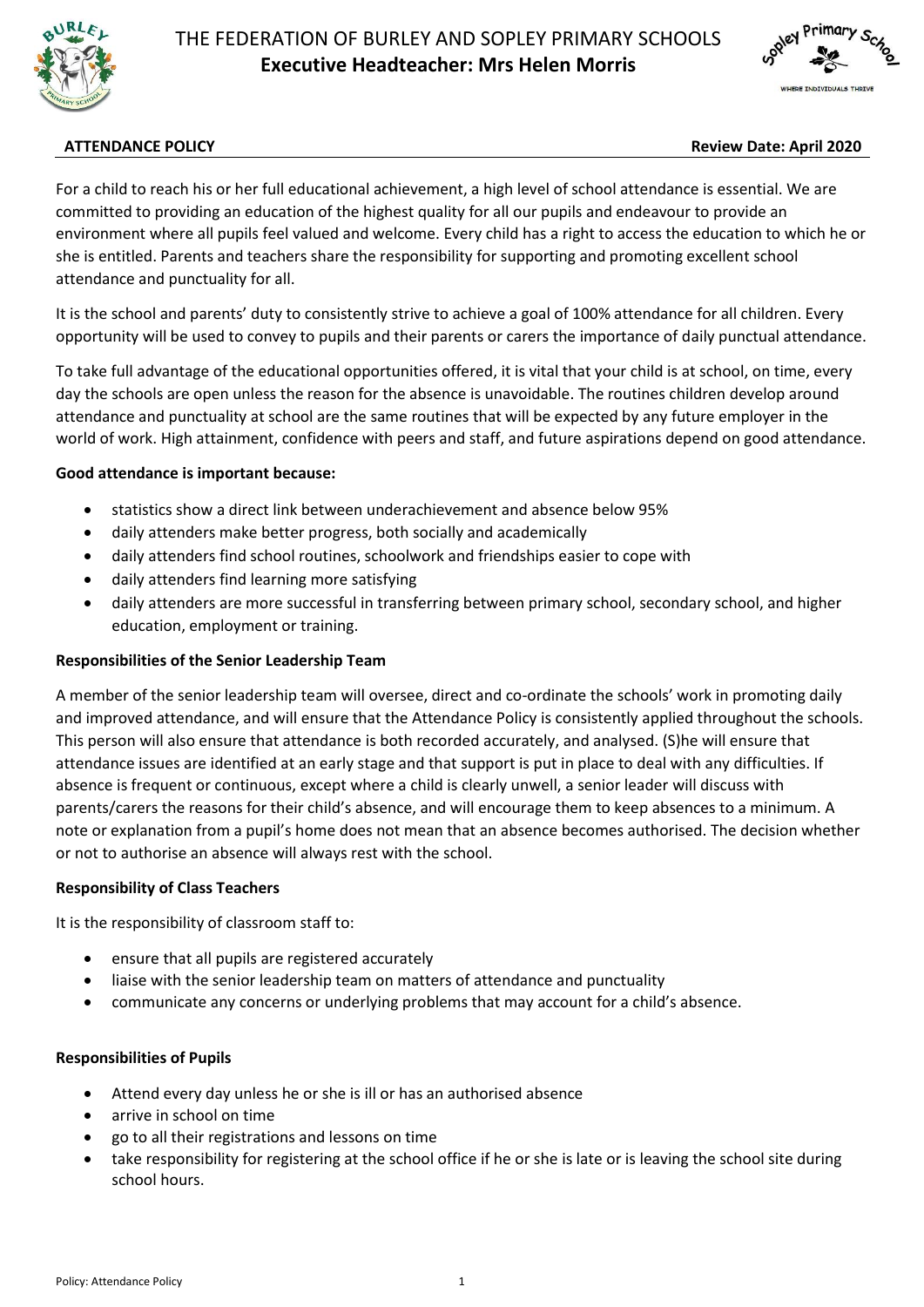# THE FEDERATION OF BURLEY AND SOPLEY PRIMARY SCHOOLS
**Executive Headteacher: Mrs Helen Morris**

**ATTENDANCE POLICY** **Review Date: April 2020**

For a child to reach his or her full educational achievement, a high level of school attendance is essential. We are committed to providing an education of the highest quality for all our pupils and endeavour to provide an environment where all pupils feel valued and welcome. Every child has a right to access the education to which he or she is entitled. Parents and teachers share the responsibility for supporting and promoting excellent school attendance and punctuality for all.

It is the school and parents' duty to consistently strive to achieve a goal of 100% attendance for all children. Every opportunity will be used to convey to pupils and their parents or carers the importance of daily punctual attendance.

To take full advantage of the educational opportunities offered, it is vital that your child is at school, on time, every day the schools are open unless the reason for the absence is unavoidable. The routines children develop around attendance and punctuality at school are the same routines that will be expected by any future employer in the world of work. High attainment, confidence with peers and staff, and future aspirations depend on good attendance.

**Good attendance is important because:**

- statistics show a direct link between underachievement and absence below 95%
- daily attenders make better progress, both socially and academically
- daily attenders find school routines, schoolwork and friendships easier to cope with
- daily attenders find learning more satisfying
- daily attenders are more successful in transferring between primary school, secondary school, and higher education, employment or training.

**Responsibilities of the Senior Leadership Team**

A member of the senior leadership team will oversee, direct and co-ordinate the schools' work in promoting daily and improved attendance, and will ensure that the Attendance Policy is consistently applied throughout the schools. This person will also ensure that attendance is both recorded accurately, and analysed. (S)he will ensure that attendance issues are identified at an early stage and that support is put in place to deal with any difficulties. If absence is frequent or continuous, except where a child is clearly unwell, a senior leader will discuss with parents/carers the reasons for their child's absence, and will encourage them to keep absences to a minimum. A note or explanation from a pupil's home does not mean that an absence becomes authorised. The decision whether or not to authorise an absence will always rest with the school.

**Responsibility of Class Teachers**

It is the responsibility of classroom staff to:

- ensure that all pupils are registered accurately
- liaise with the senior leadership team on matters of attendance and punctuality
- communicate any concerns or underlying problems that may account for a child's absence.

**Responsibilities of Pupils**

- Attend every day unless he or she is ill or has an authorised absence
- arrive in school on time
- go to all their registrations and lessons on time
- take responsibility for registering at the school office if he or she is late or is leaving the school site during school hours.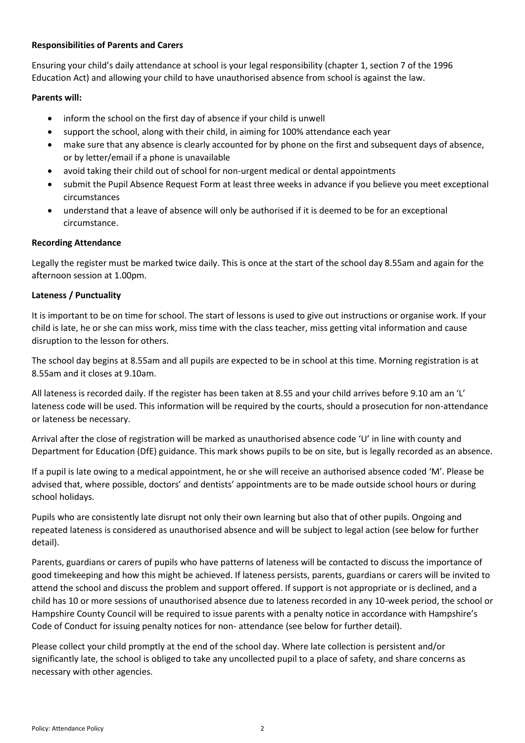**Responsibilities of Parents and Carers**

Ensuring your child's daily attendance at school is your legal responsibility (chapter 1, section 7 of the 1996 Education Act) and allowing your child to have unauthorised absence from school is against the law.

**Parents will:**

- inform the school on the first day of absence if your child is unwell
- support the school, along with their child, in aiming for 100% attendance each year
- make sure that any absence is clearly accounted for by phone on the first and subsequent days of absence, or by letter/email if a phone is unavailable
- avoid taking their child out of school for non-urgent medical or dental appointments
- submit the Pupil Absence Request Form at least three weeks in advance if you believe you meet exceptional circumstances
- understand that a leave of absence will only be authorised if it is deemed to be for an exceptional circumstance.

**Recording Attendance**

Legally the register must be marked twice daily. This is once at the start of the school day 8.55am and again for the afternoon session at 1.00pm.

**Lateness / Punctuality**

It is important to be on time for school. The start of lessons is used to give out instructions or organise work. If your child is late, he or she can miss work, miss time with the class teacher, miss getting vital information and cause disruption to the lesson for others.

The school day begins at 8.55am and all pupils are expected to be in school at this time. Morning registration is at 8.55am and it closes at 9.10am.

All lateness is recorded daily. If the register has been taken at 8.55 and your child arrives before 9.10 am an 'L' lateness code will be used. This information will be required by the courts, should a prosecution for non-attendance or lateness be necessary.

Arrival after the close of registration will be marked as unauthorised absence code 'U' in line with county and Department for Education (DfE) guidance. This mark shows pupils to be on site, but is legally recorded as an absence.

If a pupil is late owing to a medical appointment, he or she will receive an authorised absence coded 'M'. Please be advised that, where possible, doctors' and dentists' appointments are to be made outside school hours or during school holidays.

Pupils who are consistently late disrupt not only their own learning but also that of other pupils. Ongoing and repeated lateness is considered as unauthorised absence and will be subject to legal action (see below for further detail).

Parents, guardians or carers of pupils who have patterns of lateness will be contacted to discuss the importance of good timekeeping and how this might be achieved. If lateness persists, parents, guardians or carers will be invited to attend the school and discuss the problem and support offered. If support is not appropriate or is declined, and a child has 10 or more sessions of unauthorised absence due to lateness recorded in any 10-week period, the school or Hampshire County Council will be required to issue parents with a penalty notice in accordance with Hampshire's Code of Conduct for issuing penalty notices for non- attendance (see below for further detail).

Please collect your child promptly at the end of the school day. Where late collection is persistent and/or significantly late, the school is obliged to take any uncollected pupil to a place of safety, and share concerns as necessary with other agencies.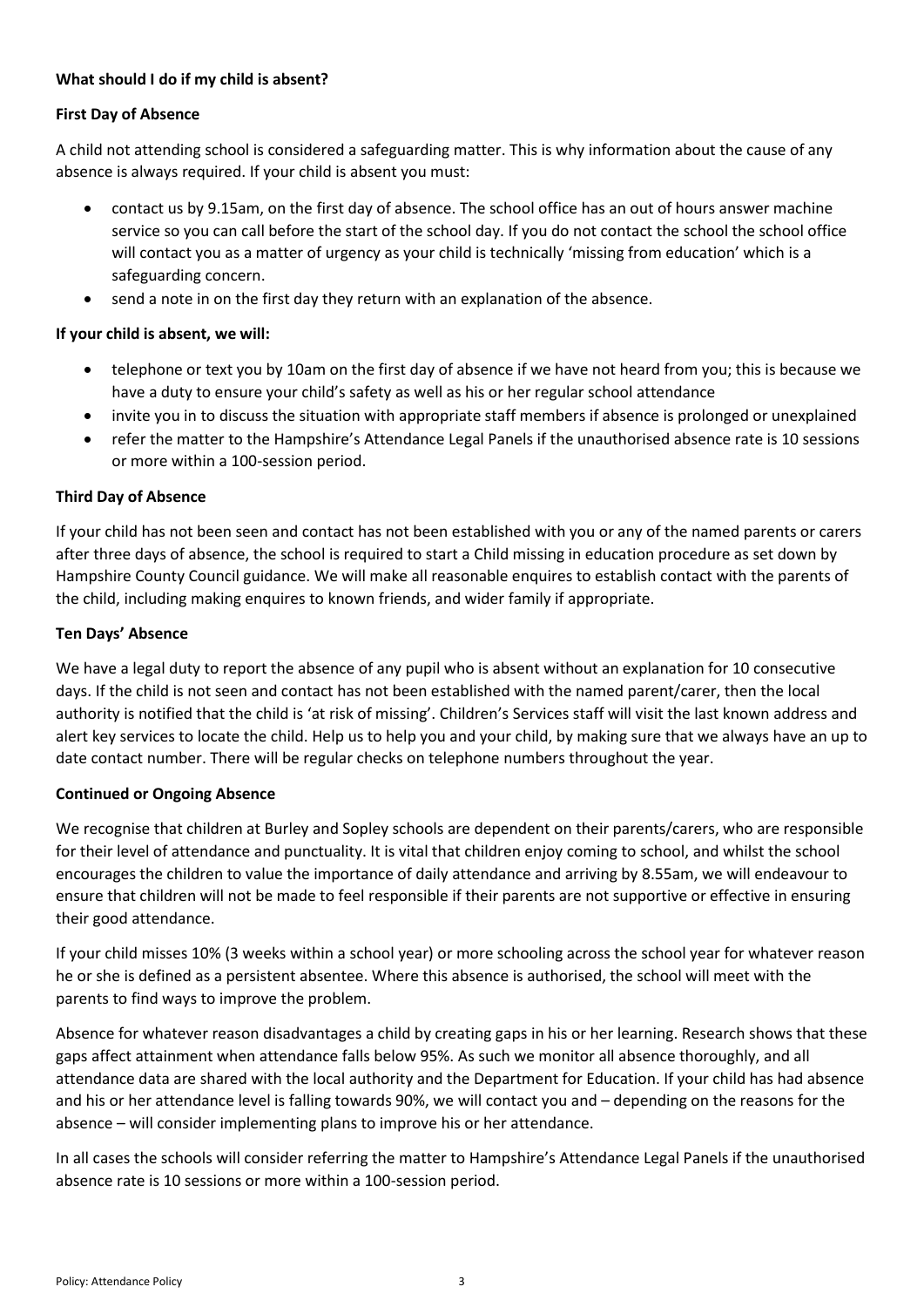**What should I do if my child is absent?**

**First Day of Absence**

A child not attending school is considered a safeguarding matter. This is why information about the cause of any absence is always required. If your child is absent you must:

- contact us by 9.15am, on the first day of absence. The school office has an out of hours answer machine service so you can call before the start of the school day. If you do not contact the school the school office will contact you as a matter of urgency as your child is technically 'missing from education' which is a safeguarding concern.
- send a note in on the first day they return with an explanation of the absence.

**If your child is absent, we will:**

- telephone or text you by 10am on the first day of absence if we have not heard from you; this is because we have a duty to ensure your child's safety as well as his or her regular school attendance
- invite you in to discuss the situation with appropriate staff members if absence is prolonged or unexplained
- refer the matter to the Hampshire's Attendance Legal Panels if the unauthorised absence rate is 10 sessions or more within a 100-session period.

**Third Day of Absence**

If your child has not been seen and contact has not been established with you or any of the named parents or carers after three days of absence, the school is required to start a Child missing in education procedure as set down by Hampshire County Council guidance. We will make all reasonable enquires to establish contact with the parents of the child, including making enquires to known friends, and wider family if appropriate.

**Ten Days' Absence**

We have a legal duty to report the absence of any pupil who is absent without an explanation for 10 consecutive days. If the child is not seen and contact has not been established with the named parent/carer, then the local authority is notified that the child is 'at risk of missing'. Children's Services staff will visit the last known address and alert key services to locate the child. Help us to help you and your child, by making sure that we always have an up to date contact number. There will be regular checks on telephone numbers throughout the year.

**Continued or Ongoing Absence**

We recognise that children at Burley and Sopley schools are dependent on their parents/carers, who are responsible for their level of attendance and punctuality. It is vital that children enjoy coming to school, and whilst the school encourages the children to value the importance of daily attendance and arriving by 8.55am, we will endeavour to ensure that children will not be made to feel responsible if their parents are not supportive or effective in ensuring their good attendance.

If your child misses 10% (3 weeks within a school year) or more schooling across the school year for whatever reason he or she is defined as a persistent absentee. Where this absence is authorised, the school will meet with the parents to find ways to improve the problem.

Absence for whatever reason disadvantages a child by creating gaps in his or her learning. Research shows that these gaps affect attainment when attendance falls below 95%. As such we monitor all absence thoroughly, and all attendance data are shared with the local authority and the Department for Education. If your child has had absence and his or her attendance level is falling towards 90%, we will contact you and – depending on the reasons for the absence – will consider implementing plans to improve his or her attendance.

In all cases the schools will consider referring the matter to Hampshire's Attendance Legal Panels if the unauthorised absence rate is 10 sessions or more within a 100-session period.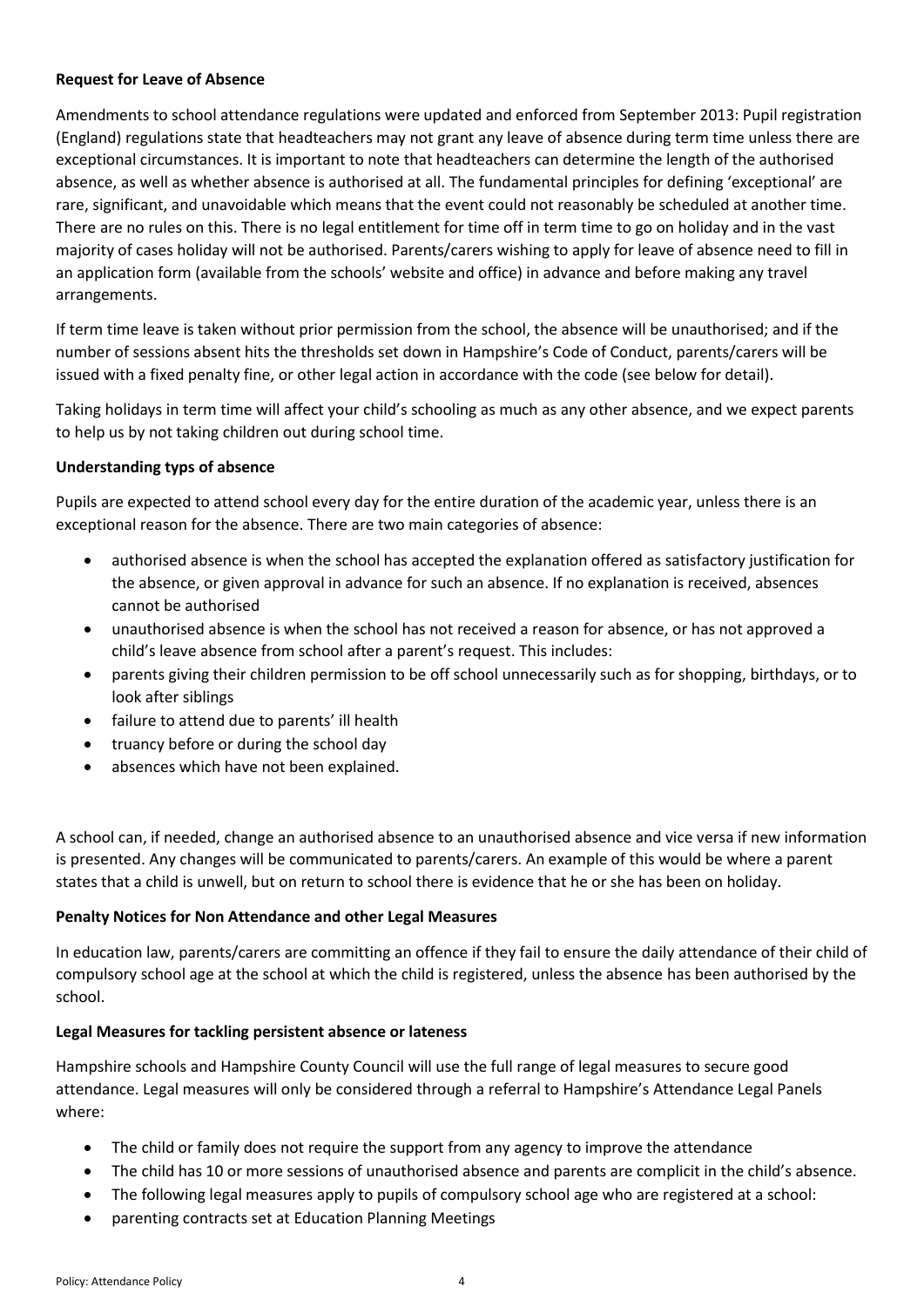**Request for Leave of Absence**

Amendments to school attendance regulations were updated and enforced from September 2013: Pupil registration (England) regulations state that headteachers may not grant any leave of absence during term time unless there are exceptional circumstances. It is important to note that headteachers can determine the length of the authorised absence, as well as whether absence is authorised at all. The fundamental principles for defining 'exceptional' are rare, significant, and unavoidable which means that the event could not reasonably be scheduled at another time. There are no rules on this. There is no legal entitlement for time off in term time to go on holiday and in the vast majority of cases holiday will not be authorised. Parents/carers wishing to apply for leave of absence need to fill in an application form (available from the schools' website and office) in advance and before making any travel arrangements.

If term time leave is taken without prior permission from the school, the absence will be unauthorised; and if the number of sessions absent hits the thresholds set down in Hampshire's Code of Conduct, parents/carers will be issued with a fixed penalty fine, or other legal action in accordance with the code (see below for detail).

Taking holidays in term time will affect your child's schooling as much as any other absence, and we expect parents to help us by not taking children out during school time.

**Understanding typs of absence**

Pupils are expected to attend school every day for the entire duration of the academic year, unless there is an exceptional reason for the absence. There are two main categories of absence:

- authorised absence is when the school has accepted the explanation offered as satisfactory justification for the absence, or given approval in advance for such an absence. If no explanation is received, absences cannot be authorised
- unauthorised absence is when the school has not received a reason for absence, or has not approved a child's leave absence from school after a parent's request. This includes:
- parents giving their children permission to be off school unnecessarily such as for shopping, birthdays, or to look after siblings
- failure to attend due to parents' ill health
- truancy before or during the school day
- absences which have not been explained.

A school can, if needed, change an authorised absence to an unauthorised absence and vice versa if new information is presented. Any changes will be communicated to parents/carers. An example of this would be where a parent states that a child is unwell, but on return to school there is evidence that he or she has been on holiday.

**Penalty Notices for Non Attendance and other Legal Measures**

In education law, parents/carers are committing an offence if they fail to ensure the daily attendance of their child of compulsory school age at the school at which the child is registered, unless the absence has been authorised by the school.

**Legal Measures for tackling persistent absence or lateness**

Hampshire schools and Hampshire County Council will use the full range of legal measures to secure good attendance. Legal measures will only be considered through a referral to Hampshire's Attendance Legal Panels where:

- The child or family does not require the support from any agency to improve the attendance
- The child has 10 or more sessions of unauthorised absence and parents are complicit in the child's absence.
- The following legal measures apply to pupils of compulsory school age who are registered at a school:
- parenting contracts set at Education Planning Meetings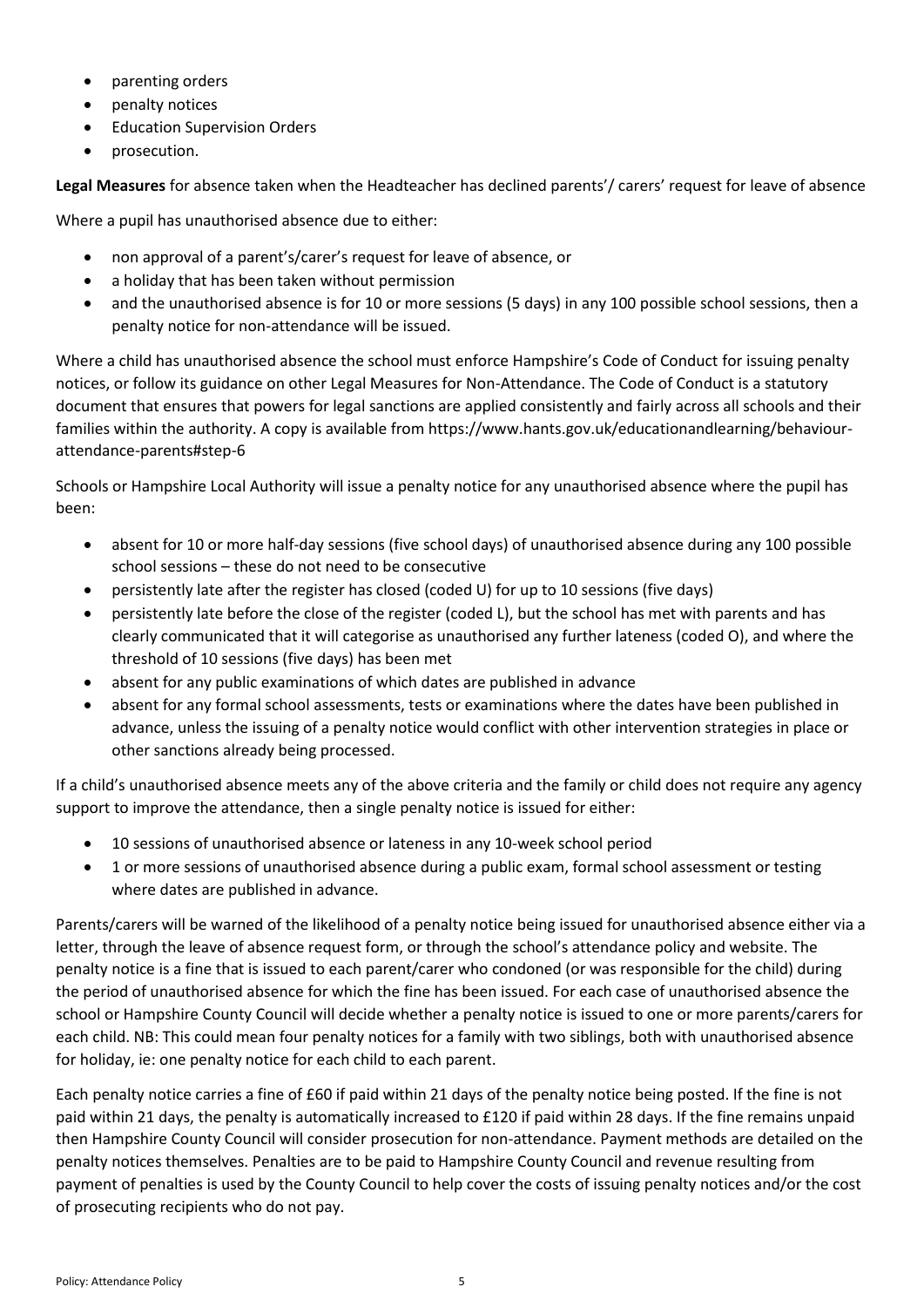- parenting orders
- penalty notices
- Education Supervision Orders
- prosecution.

**Legal Measures** for absence taken when the Headteacher has declined parents'/ carers' request for leave of absence

Where a pupil has unauthorised absence due to either:

- non approval of a parent's/carer's request for leave of absence, or
- a holiday that has been taken without permission
- and the unauthorised absence is for 10 or more sessions (5 days) in any 100 possible school sessions, then a penalty notice for non-attendance will be issued.

Where a child has unauthorised absence the school must enforce Hampshire's Code of Conduct for issuing penalty notices, or follow its guidance on other Legal Measures for Non-Attendance. The Code of Conduct is a statutory document that ensures that powers for legal sanctions are applied consistently and fairly across all schools and their families within the authority. A copy is available from https://www.hants.gov.uk/educationandlearning/behaviour-attendance-parents#step-6

Schools or Hampshire Local Authority will issue a penalty notice for any unauthorised absence where the pupil has been:

- absent for 10 or more half-day sessions (five school days) of unauthorised absence during any 100 possible school sessions – these do not need to be consecutive
- persistently late after the register has closed (coded U) for up to 10 sessions (five days)
- persistently late before the close of the register (coded L), but the school has met with parents and has clearly communicated that it will categorise as unauthorised any further lateness (coded O), and where the threshold of 10 sessions (five days) has been met
- absent for any public examinations of which dates are published in advance
- absent for any formal school assessments, tests or examinations where the dates have been published in advance, unless the issuing of a penalty notice would conflict with other intervention strategies in place or other sanctions already being processed.

If a child's unauthorised absence meets any of the above criteria and the family or child does not require any agency support to improve the attendance, then a single penalty notice is issued for either:

- 10 sessions of unauthorised absence or lateness in any 10-week school period
- 1 or more sessions of unauthorised absence during a public exam, formal school assessment or testing where dates are published in advance.

Parents/carers will be warned of the likelihood of a penalty notice being issued for unauthorised absence either via a letter, through the leave of absence request form, or through the school's attendance policy and website. The penalty notice is a fine that is issued to each parent/carer who condoned (or was responsible for the child) during the period of unauthorised absence for which the fine has been issued. For each case of unauthorised absence the school or Hampshire County Council will decide whether a penalty notice is issued to one or more parents/carers for each child. NB: This could mean four penalty notices for a family with two siblings, both with unauthorised absence for holiday, ie: one penalty notice for each child to each parent.

Each penalty notice carries a fine of £60 if paid within 21 days of the penalty notice being posted. If the fine is not paid within 21 days, the penalty is automatically increased to £120 if paid within 28 days. If the fine remains unpaid then Hampshire County Council will consider prosecution for non-attendance. Payment methods are detailed on the penalty notices themselves. Penalties are to be paid to Hampshire County Council and revenue resulting from payment of penalties is used by the County Council to help cover the costs of issuing penalty notices and/or the cost of prosecuting recipients who do not pay.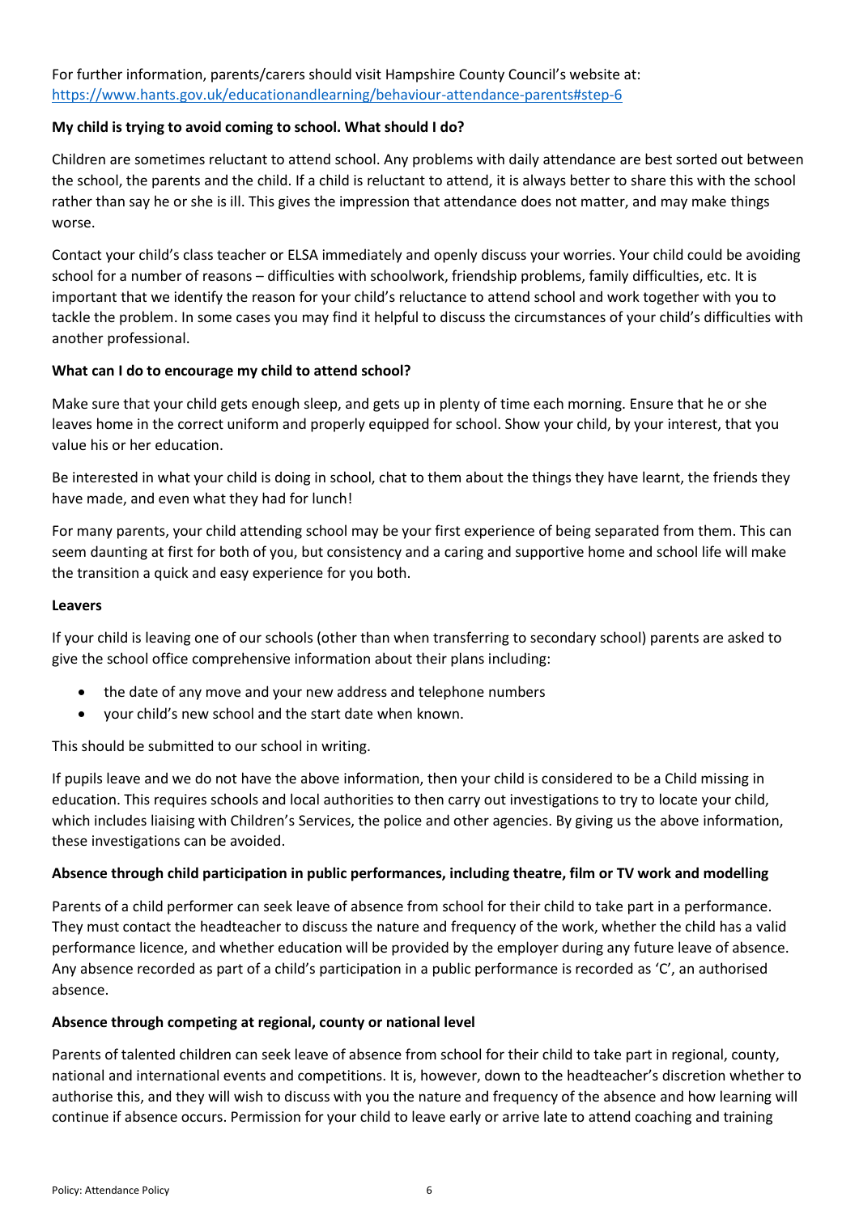For further information, parents/carers should visit Hampshire County Council's website at: [https://www.hants.gov.uk/educationandlearning/behaviour-attendance-parents#step-6](https://www.hants.gov.uk/educationandlearning/behaviour-attendance-parents#step-6)

**My child is trying to avoid coming to school. What should I do?**

Children are sometimes reluctant to attend school. Any problems with daily attendance are best sorted out between the school, the parents and the child. If a child is reluctant to attend, it is always better to share this with the school rather than say he or she is ill. This gives the impression that attendance does not matter, and may make things worse.

Contact your child's class teacher or ELSA immediately and openly discuss your worries. Your child could be avoiding school for a number of reasons – difficulties with schoolwork, friendship problems, family difficulties, etc. It is important that we identify the reason for your child's reluctance to attend school and work together with you to tackle the problem. In some cases you may find it helpful to discuss the circumstances of your child's difficulties with another professional.

**What can I do to encourage my child to attend school?**

Make sure that your child gets enough sleep, and gets up in plenty of time each morning. Ensure that he or she leaves home in the correct uniform and properly equipped for school. Show your child, by your interest, that you value his or her education.

Be interested in what your child is doing in school, chat to them about the things they have learnt, the friends they have made, and even what they had for lunch!

For many parents, your child attending school may be your first experience of being separated from them. This can seem daunting at first for both of you, but consistency and a caring and supportive home and school life will make the transition a quick and easy experience for you both.

**Leavers**

If your child is leaving one of our schools (other than when transferring to secondary school) parents are asked to give the school office comprehensive information about their plans including:

- the date of any move and your new address and telephone numbers
- your child's new school and the start date when known.

This should be submitted to our school in writing.

If pupils leave and we do not have the above information, then your child is considered to be a Child missing in education. This requires schools and local authorities to then carry out investigations to try to locate your child, which includes liaising with Children's Services, the police and other agencies. By giving us the above information, these investigations can be avoided.

**Absence through child participation in public performances, including theatre, film or TV work and modelling**

Parents of a child performer can seek leave of absence from school for their child to take part in a performance. They must contact the headteacher to discuss the nature and frequency of the work, whether the child has a valid performance licence, and whether education will be provided by the employer during any future leave of absence. Any absence recorded as part of a child's participation in a public performance is recorded as 'C', an authorised absence.

**Absence through competing at regional, county or national level**

Parents of talented children can seek leave of absence from school for their child to take part in regional, county, national and international events and competitions. It is, however, down to the headteacher's discretion whether to authorise this, and they will wish to discuss with you the nature and frequency of the absence and how learning will continue if absence occurs. Permission for your child to leave early or arrive late to attend coaching and training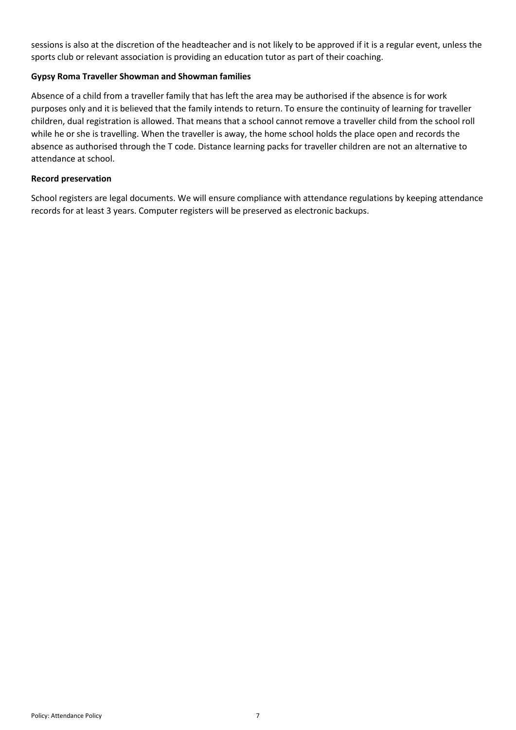sessions is also at the discretion of the headteacher and is not likely to be approved if it is a regular event, unless the sports club or relevant association is providing an education tutor as part of their coaching.

**Gypsy Roma Traveller Showman and Showman families**

Absence of a child from a traveller family that has left the area may be authorised if the absence is for work purposes only and it is believed that the family intends to return. To ensure the continuity of learning for traveller children, dual registration is allowed. That means that a school cannot remove a traveller child from the school roll while he or she is travelling. When the traveller is away, the home school holds the place open and records the absence as authorised through the T code. Distance learning packs for traveller children are not an alternative to attendance at school.

**Record preservation**

School registers are legal documents. We will ensure compliance with attendance regulations by keeping attendance records for at least 3 years. Computer registers will be preserved as electronic backups.